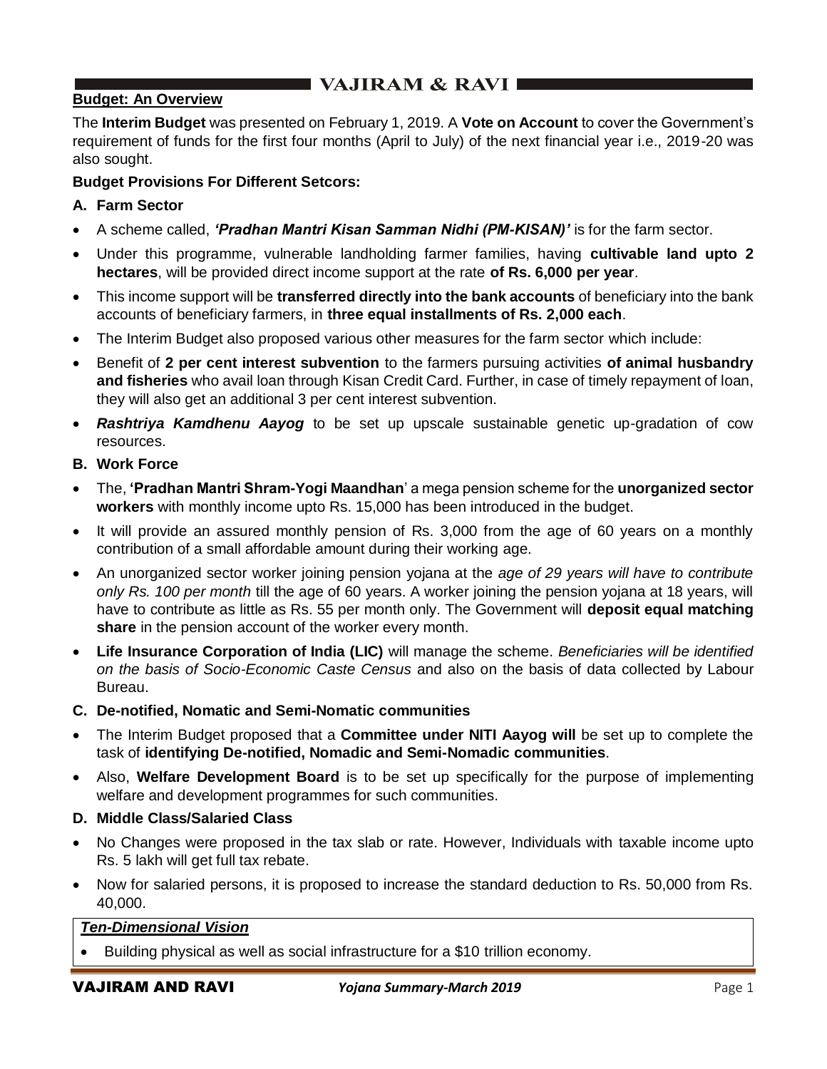## Budget: An Overview

The **Interim Budget** was presented on February 1, 2019. A **Vote on Account** to cover the Government's requirement of funds for the first four months (April to July) of the next financial year i.e., 2019-20 was also sought.

### Budget Provisions For Different Setcors:

#### A. Farm Sector

- A scheme called, ***'Pradhan Mantri Kisan Samman Nidhi (PM-KISAN)'*** is for the farm sector.
- Under this programme, vulnerable landholding farmer families, having **cultivable land upto 2 hectares**, will be provided direct income support at the rate **of Rs. 6,000 per year**.
- This income support will be **transferred directly into the bank accounts** of beneficiary into the bank accounts of beneficiary farmers, in **three equal installments of Rs. 2,000 each**.
- The Interim Budget also proposed various other measures for the farm sector which include:
- Benefit of **2 per cent interest subvention** to the farmers pursuing activities **of animal husbandry and fisheries** who avail loan through Kisan Credit Card. Further, in case of timely repayment of loan, they will also get an additional 3 per cent interest subvention.
- ***Rashtriya Kamdhenu Aayog*** to be set up upscale sustainable genetic up-gradation of cow resources.

#### B. Work Force

- The, **'Pradhan Mantri Shram-Yogi Maandhan**' a mega pension scheme for the **unorganized sector workers** with monthly income upto Rs. 15,000 has been introduced in the budget.
- It will provide an assured monthly pension of Rs. 3,000 from the age of 60 years on a monthly contribution of a small affordable amount during their working age.
- An unorganized sector worker joining pension yojana at the *age of 29 years will have to contribute only Rs. 100 per month* till the age of 60 years. A worker joining the pension yojana at 18 years, will have to contribute as little as Rs. 55 per month only. The Government will **deposit equal matching share** in the pension account of the worker every month.
- **Life Insurance Corporation of India (LIC)** will manage the scheme. *Beneficiaries will be identified on the basis of Socio-Economic Caste Census* and also on the basis of data collected by Labour Bureau.

#### C. De-notified, Nomatic and Semi-Nomatic communities

- The Interim Budget proposed that a **Committee under NITI Aayog will** be set up to complete the task of **identifying De-notified, Nomadic and Semi-Nomadic communities**.
- Also, **Welfare Development Board** is to be set up specifically for the purpose of implementing welfare and development programmes for such communities.

#### D. Middle Class/Salaried Class

- No Changes were proposed in the tax slab or rate. However, Individuals with taxable income upto Rs. 5 lakh will get full tax rebate.
- Now for salaried persons, it is proposed to increase the standard deduction to Rs. 50,000 from Rs. 40,000.

***Ten-Dimensional Vision***

- Building physical as well as social infrastructure for a $10 trillion economy.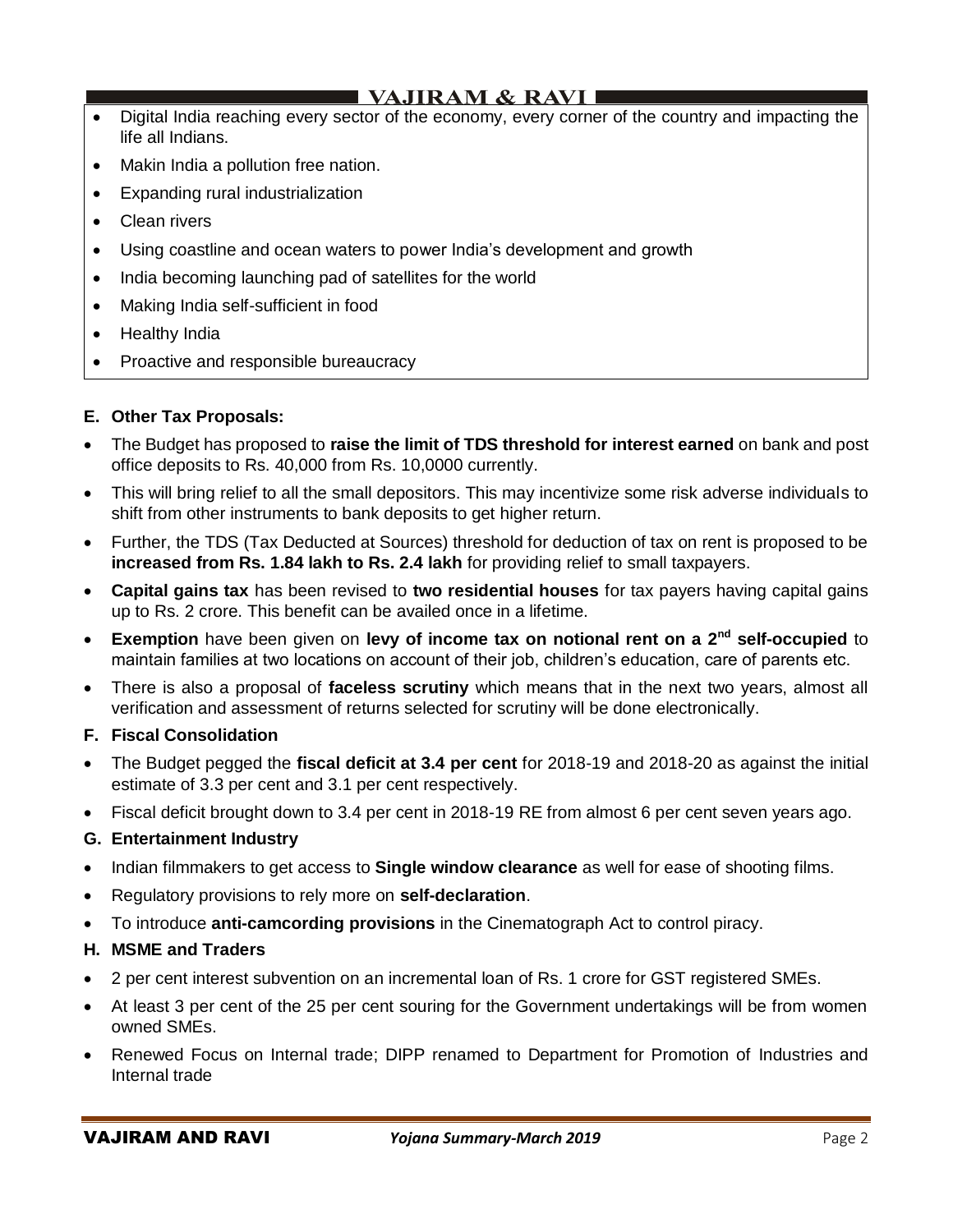- Digital India reaching every sector of the economy, every corner of the country and impacting the life all Indians.
- Makin India a pollution free nation.
- Expanding rural industrialization
- Clean rivers
- Using coastline and ocean waters to power India's development and growth
- India becoming launching pad of satellites for the world
- Making India self-sufficient in food
- Healthy India
- Proactive and responsible bureaucracy

**E. Other Tax Proposals:**

- The Budget has proposed to **raise the limit of TDS threshold for interest earned** on bank and post office deposits to Rs. 40,000 from Rs. 10,0000 currently.
- This will bring relief to all the small depositors. This may incentivize some risk adverse individuals to shift from other instruments to bank deposits to get higher return.
- Further, the TDS (Tax Deducted at Sources) threshold for deduction of tax on rent is proposed to be **increased from Rs. 1.84 lakh to Rs. 2.4 lakh** for providing relief to small taxpayers.
- **Capital gains tax** has been revised to **two residential houses** for tax payers having capital gains up to Rs. 2 crore. This benefit can be availed once in a lifetime.
- **Exemption** have been given on **levy of income tax on notional rent on a 2nd self-occupied** to maintain families at two locations on account of their job, children's education, care of parents etc.
- There is also a proposal of **faceless scrutiny** which means that in the next two years, almost all verification and assessment of returns selected for scrutiny will be done electronically.

**F. Fiscal Consolidation**

- The Budget pegged the **fiscal deficit at 3.4 per cent** for 2018-19 and 2018-20 as against the initial estimate of 3.3 per cent and 3.1 per cent respectively.
- Fiscal deficit brought down to 3.4 per cent in 2018-19 RE from almost 6 per cent seven years ago.

**G. Entertainment Industry**

- Indian filmmakers to get access to **Single window clearance** as well for ease of shooting films.
- Regulatory provisions to rely more on **self-declaration**.
- To introduce **anti-camcording provisions** in the Cinematograph Act to control piracy.

**H. MSME and Traders**

- 2 per cent interest subvention on an incremental loan of Rs. 1 crore for GST registered SMEs.
- At least 3 per cent of the 25 per cent souring for the Government undertakings will be from women owned SMEs.
- Renewed Focus on Internal trade; DIPP renamed to Department for Promotion of Industries and Internal trade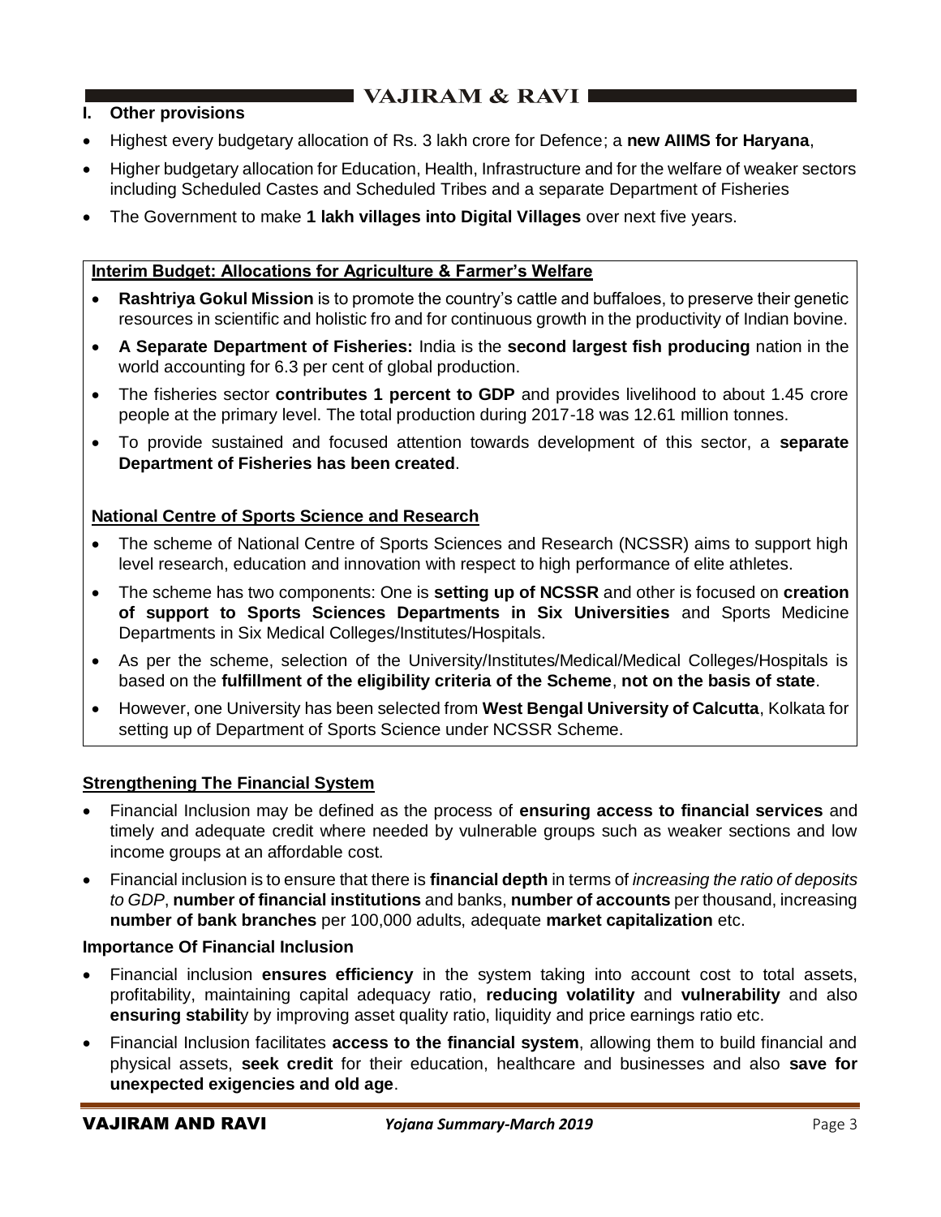## I. Other provisions

- Highest every budgetary allocation of Rs. 3 lakh crore for Defence; a **new AIIMS for Haryana**,
- Higher budgetary allocation for Education, Health, Infrastructure and for the welfare of weaker sectors including Scheduled Castes and Scheduled Tribes and a separate Department of Fisheries
- The Government to make **1 lakh villages into Digital Villages** over next five years.

### Interim Budget: Allocations for Agriculture & Farmer's Welfare

- **Rashtriya Gokul Mission** is to promote the country's cattle and buffaloes, to preserve their genetic resources in scientific and holistic fro and for continuous growth in the productivity of Indian bovine.
- **A Separate Department of Fisheries:** India is the **second largest fish producing** nation in the world accounting for 6.3 per cent of global production.
- The fisheries sector **contributes 1 percent to GDP** and provides livelihood to about 1.45 crore people at the primary level. The total production during 2017-18 was 12.61 million tonnes.
- To provide sustained and focused attention towards development of this sector, a **separate Department of Fisheries has been created**.

### National Centre of Sports Science and Research

- The scheme of National Centre of Sports Sciences and Research (NCSSR) aims to support high level research, education and innovation with respect to high performance of elite athletes.
- The scheme has two components: One is **setting up of NCSSR** and other is focused on **creation of support to Sports Sciences Departments in Six Universities** and Sports Medicine Departments in Six Medical Colleges/Institutes/Hospitals.
- As per the scheme, selection of the University/Institutes/Medical/Medical Colleges/Hospitals is based on the **fulfillment of the eligibility criteria of the Scheme**, **not on the basis of state**.
- However, one University has been selected from **West Bengal University of Calcutta**, Kolkata for setting up of Department of Sports Science under NCSSR Scheme.

## Strengthening The Financial System

- Financial Inclusion may be defined as the process of **ensuring access to financial services** and timely and adequate credit where needed by vulnerable groups such as weaker sections and low income groups at an affordable cost.
- Financial inclusion is to ensure that there is **financial depth** in terms of *increasing the ratio of deposits to GDP*, **number of financial institutions** and banks, **number of accounts** per thousand, increasing **number of bank branches** per 100,000 adults, adequate **market capitalization** etc.

### Importance Of Financial Inclusion

- Financial inclusion **ensures efficiency** in the system taking into account cost to total assets, profitability, maintaining capital adequacy ratio, **reducing volatility** and **vulnerability** and also **ensuring stabilit**y by improving asset quality ratio, liquidity and price earnings ratio etc.
- Financial Inclusion facilitates **access to the financial system**, allowing them to build financial and physical assets, **seek credit** for their education, healthcare and businesses and also **save for unexpected exigencies and old age**.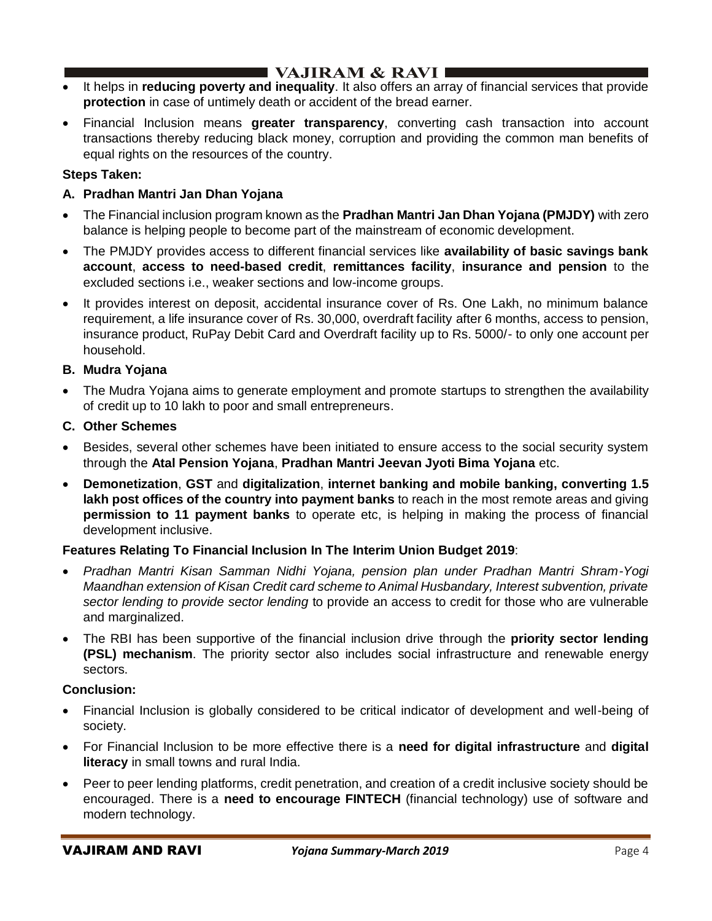- It helps in **reducing poverty and inequality**. It also offers an array of financial services that provide **protection** in case of untimely death or accident of the bread earner.
- Financial Inclusion means **greater transparency**, converting cash transaction into account transactions thereby reducing black money, corruption and providing the common man benefits of equal rights on the resources of the country.

**Steps Taken:**

**A. Pradhan Mantri Jan Dhan Yojana**

- The Financial inclusion program known as the **Pradhan Mantri Jan Dhan Yojana (PMJDY)** with zero balance is helping people to become part of the mainstream of economic development.
- The PMJDY provides access to different financial services like **availability of basic savings bank account**, **access to need-based credit**, **remittances facility**, **insurance and pension** to the excluded sections i.e., weaker sections and low-income groups.
- It provides interest on deposit, accidental insurance cover of Rs. One Lakh, no minimum balance requirement, a life insurance cover of Rs. 30,000, overdraft facility after 6 months, access to pension, insurance product, RuPay Debit Card and Overdraft facility up to Rs. 5000/- to only one account per household.

**B. Mudra Yojana**

- The Mudra Yojana aims to generate employment and promote startups to strengthen the availability of credit up to 10 lakh to poor and small entrepreneurs.

**C. Other Schemes**

- Besides, several other schemes have been initiated to ensure access to the social security system through the **Atal Pension Yojana**, **Pradhan Mantri Jeevan Jyoti Bima Yojana** etc.
- **Demonetization**, **GST** and **digitalization**, **internet banking and mobile banking, converting 1.5 lakh post offices of the country into payment banks** to reach in the most remote areas and giving **permission to 11 payment banks** to operate etc, is helping in making the process of financial development inclusive.

**Features Relating To Financial Inclusion In The Interim Union Budget 2019**:

- *Pradhan Mantri Kisan Samman Nidhi Yojana, pension plan under Pradhan Mantri Shram-Yogi Maandhan extension of Kisan Credit card scheme to Animal Husbandary, Interest subvention, private sector lending to provide sector lending* to provide an access to credit for those who are vulnerable and marginalized.
- The RBI has been supportive of the financial inclusion drive through the **priority sector lending (PSL) mechanism**. The priority sector also includes social infrastructure and renewable energy sectors.

**Conclusion:**

- Financial Inclusion is globally considered to be critical indicator of development and well-being of society.
- For Financial Inclusion to be more effective there is a **need for digital infrastructure** and **digital literacy** in small towns and rural India.
- Peer to peer lending platforms, credit penetration, and creation of a credit inclusive society should be encouraged. There is a **need to encourage FINTECH** (financial technology) use of software and modern technology.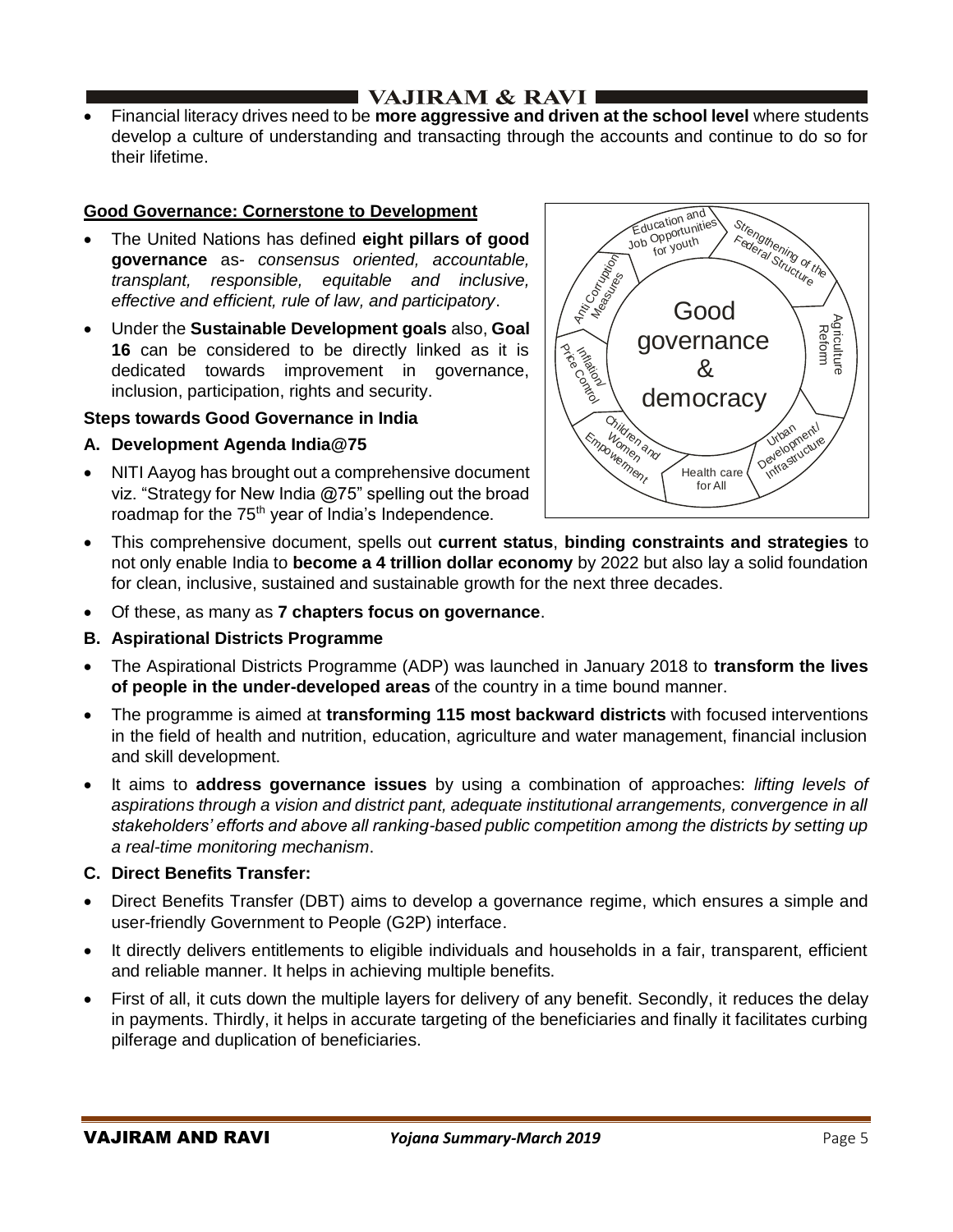- Financial literacy drives need to be **more aggressive and driven at the school level** where students develop a culture of understanding and transacting through the accounts and continue to do so for their lifetime.

**Good Governance: Cornerstone to Development**

- The United Nations has defined **eight pillars of good governance** as- *consensus oriented, accountable, transplant, responsible, equitable and inclusive, effective and efficient, rule of law, and participatory*.
- Under the **Sustainable Development goals** also, **Goal 16** can be considered to be directly linked as it is dedicated towards improvement in governance, inclusion, participation, rights and security.

Good governance & democracy: Education and Job Opportunities for youth; Strengthening of the Federal Structure; Agriculture Reform; Urban Development/ Infrastructure; Health care for All; Children and Women Empowerment; Inflation/ Price Control; Anti Corruption Measures

**Steps towards Good Governance in India**

**A. Development Agenda India@75**

- NITI Aayog has brought out a comprehensive document viz. "Strategy for New India @75" spelling out the broad roadmap for the 75th year of India's Independence.
- This comprehensive document, spells out **current status**, **binding constraints and strategies** to not only enable India to **become a 4 trillion dollar economy** by 2022 but also lay a solid foundation for clean, inclusive, sustained and sustainable growth for the next three decades.
- Of these, as many as **7 chapters focus on governance**.

**B. Aspirational Districts Programme**

- The Aspirational Districts Programme (ADP) was launched in January 2018 to **transform the lives of people in the under-developed areas** of the country in a time bound manner.
- The programme is aimed at **transforming 115 most backward districts** with focused interventions in the field of health and nutrition, education, agriculture and water management, financial inclusion and skill development.
- It aims to **address governance issues** by using a combination of approaches: *lifting levels of aspirations through a vision and district pant, adequate institutional arrangements, convergence in all stakeholders' efforts and above all ranking-based public competition among the districts by setting up a real-time monitoring mechanism*.

**C. Direct Benefits Transfer:**

- Direct Benefits Transfer (DBT) aims to develop a governance regime, which ensures a simple and user-friendly Government to People (G2P) interface.
- It directly delivers entitlements to eligible individuals and households in a fair, transparent, efficient and reliable manner. It helps in achieving multiple benefits.
- First of all, it cuts down the multiple layers for delivery of any benefit. Secondly, it reduces the delay in payments. Thirdly, it helps in accurate targeting of the beneficiaries and finally it facilitates curbing pilferage and duplication of beneficiaries.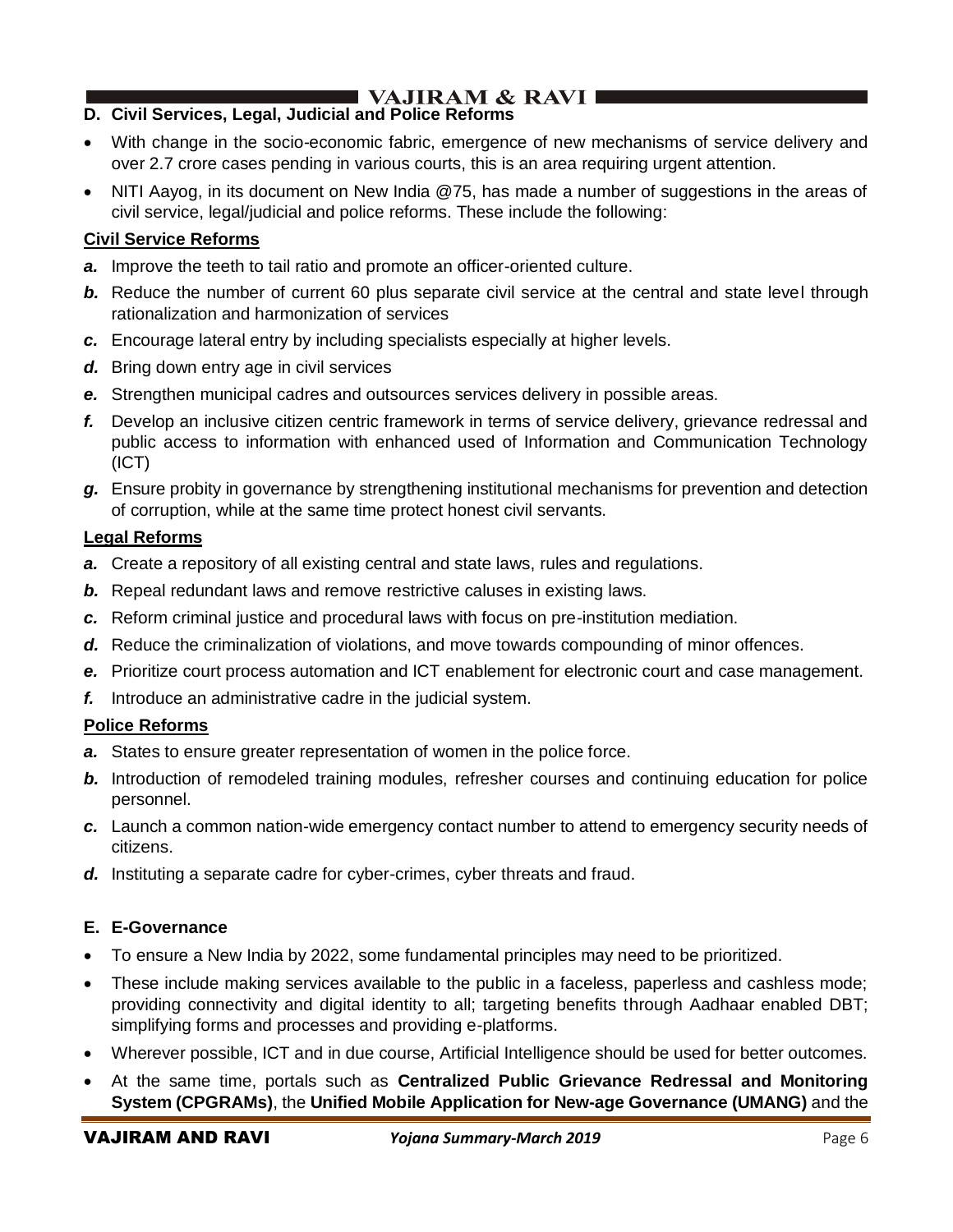### D. Civil Services, Legal, Judicial and Police Reforms

- With change in the socio-economic fabric, emergence of new mechanisms of service delivery and over 2.7 crore cases pending in various courts, this is an area requiring urgent attention.
- NITI Aayog, in its document on New India @75, has made a number of suggestions in the areas of civil service, legal/judicial and police reforms. These include the following:

**Civil Service Reforms**

***a.*** Improve the teeth to tail ratio and promote an officer-oriented culture.

***b.*** Reduce the number of current 60 plus separate civil service at the central and state level through rationalization and harmonization of services

***c.*** Encourage lateral entry by including specialists especially at higher levels.

***d.*** Bring down entry age in civil services

***e.*** Strengthen municipal cadres and outsources services delivery in possible areas.

***f.*** Develop an inclusive citizen centric framework in terms of service delivery, grievance redressal and public access to information with enhanced used of Information and Communication Technology (ICT)

***g.*** Ensure probity in governance by strengthening institutional mechanisms for prevention and detection of corruption, while at the same time protect honest civil servants.

**Legal Reforms**

***a.*** Create a repository of all existing central and state laws, rules and regulations.

***b.*** Repeal redundant laws and remove restrictive caluses in existing laws.

***c.*** Reform criminal justice and procedural laws with focus on pre-institution mediation.

***d.*** Reduce the criminalization of violations, and move towards compounding of minor offences.

***e.*** Prioritize court process automation and ICT enablement for electronic court and case management.

***f.*** Introduce an administrative cadre in the judicial system.

**Police Reforms**

***a.*** States to ensure greater representation of women in the police force.

***b.*** Introduction of remodeled training modules, refresher courses and continuing education for police personnel.

***c.*** Launch a common nation-wide emergency contact number to attend to emergency security needs of citizens.

***d.*** Instituting a separate cadre for cyber-crimes, cyber threats and fraud.

### E. E-Governance

- To ensure a New India by 2022, some fundamental principles may need to be prioritized.
- These include making services available to the public in a faceless, paperless and cashless mode; providing connectivity and digital identity to all; targeting benefits through Aadhaar enabled DBT; simplifying forms and processes and providing e-platforms.
- Wherever possible, ICT and in due course, Artificial Intelligence should be used for better outcomes.
- At the same time, portals such as **Centralized Public Grievance Redressal and Monitoring System (CPGRAMs)**, the **Unified Mobile Application for New-age Governance (UMANG)** and the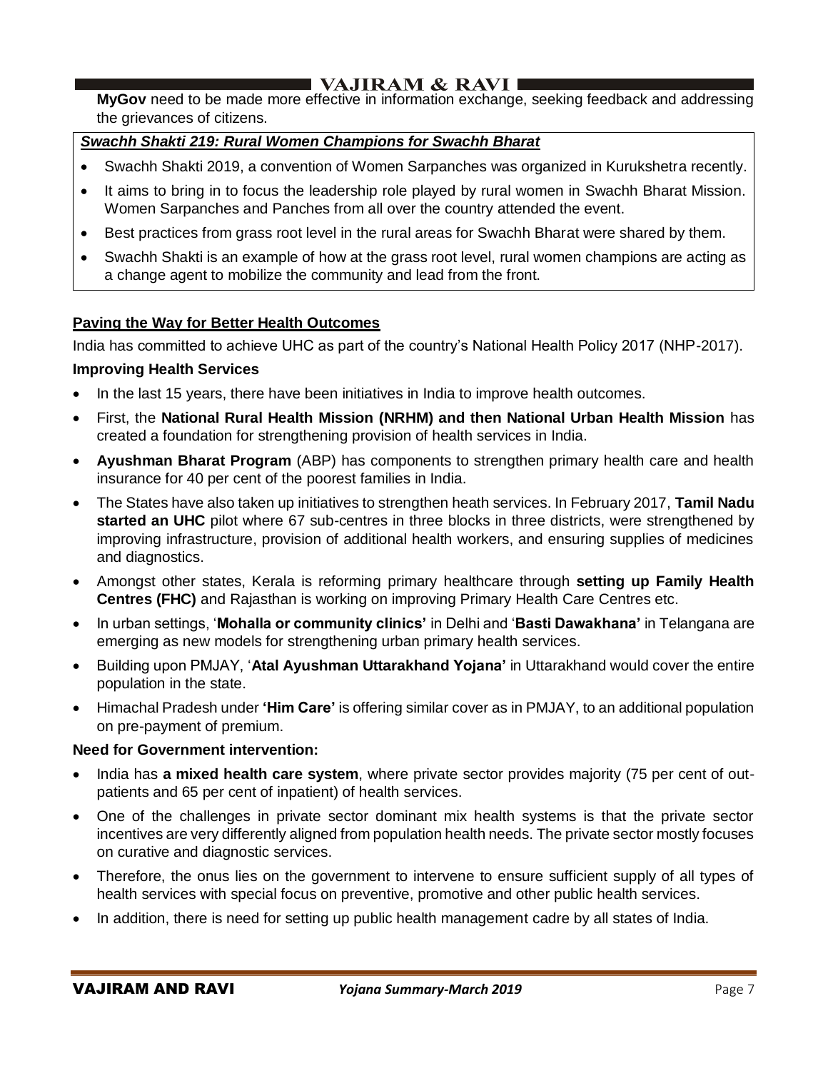**MyGov** need to be made more effective in information exchange, seeking feedback and addressing the grievances of citizens.

***Swachh Shakti 219: Rural Women Champions for Swachh Bharat***

- Swachh Shakti 2019, a convention of Women Sarpanches was organized in Kurukshetra recently.
- It aims to bring in to focus the leadership role played by rural women in Swachh Bharat Mission. Women Sarpanches and Panches from all over the country attended the event.
- Best practices from grass root level in the rural areas for Swachh Bharat were shared by them.
- Swachh Shakti is an example of how at the grass root level, rural women champions are acting as a change agent to mobilize the community and lead from the front.

**Paving the Way for Better Health Outcomes**

India has committed to achieve UHC as part of the country's National Health Policy 2017 (NHP-2017).

**Improving Health Services**

- In the last 15 years, there have been initiatives in India to improve health outcomes.
- First, the **National Rural Health Mission (NRHM) and then National Urban Health Mission** has created a foundation for strengthening provision of health services in India.
- **Ayushman Bharat Program** (ABP) has components to strengthen primary health care and health insurance for 40 per cent of the poorest families in India.
- The States have also taken up initiatives to strengthen heath services. In February 2017, **Tamil Nadu started an UHC** pilot where 67 sub-centres in three blocks in three districts, were strengthened by improving infrastructure, provision of additional health workers, and ensuring supplies of medicines and diagnostics.
- Amongst other states, Kerala is reforming primary healthcare through **setting up Family Health Centres (FHC)** and Rajasthan is working on improving Primary Health Care Centres etc.
- In urban settings, '**Mohalla or community clinics'** in Delhi and '**Basti Dawakhana'** in Telangana are emerging as new models for strengthening urban primary health services.
- Building upon PMJAY, '**Atal Ayushman Uttarakhand Yojana'** in Uttarakhand would cover the entire population in the state.
- Himachal Pradesh under **'Him Care'** is offering similar cover as in PMJAY, to an additional population on pre-payment of premium.

**Need for Government intervention:**

- India has **a mixed health care system**, where private sector provides majority (75 per cent of out-patients and 65 per cent of inpatient) of health services.
- One of the challenges in private sector dominant mix health systems is that the private sector incentives are very differently aligned from population health needs. The private sector mostly focuses on curative and diagnostic services.
- Therefore, the onus lies on the government to intervene to ensure sufficient supply of all types of health services with special focus on preventive, promotive and other public health services.
- In addition, there is need for setting up public health management cadre by all states of India.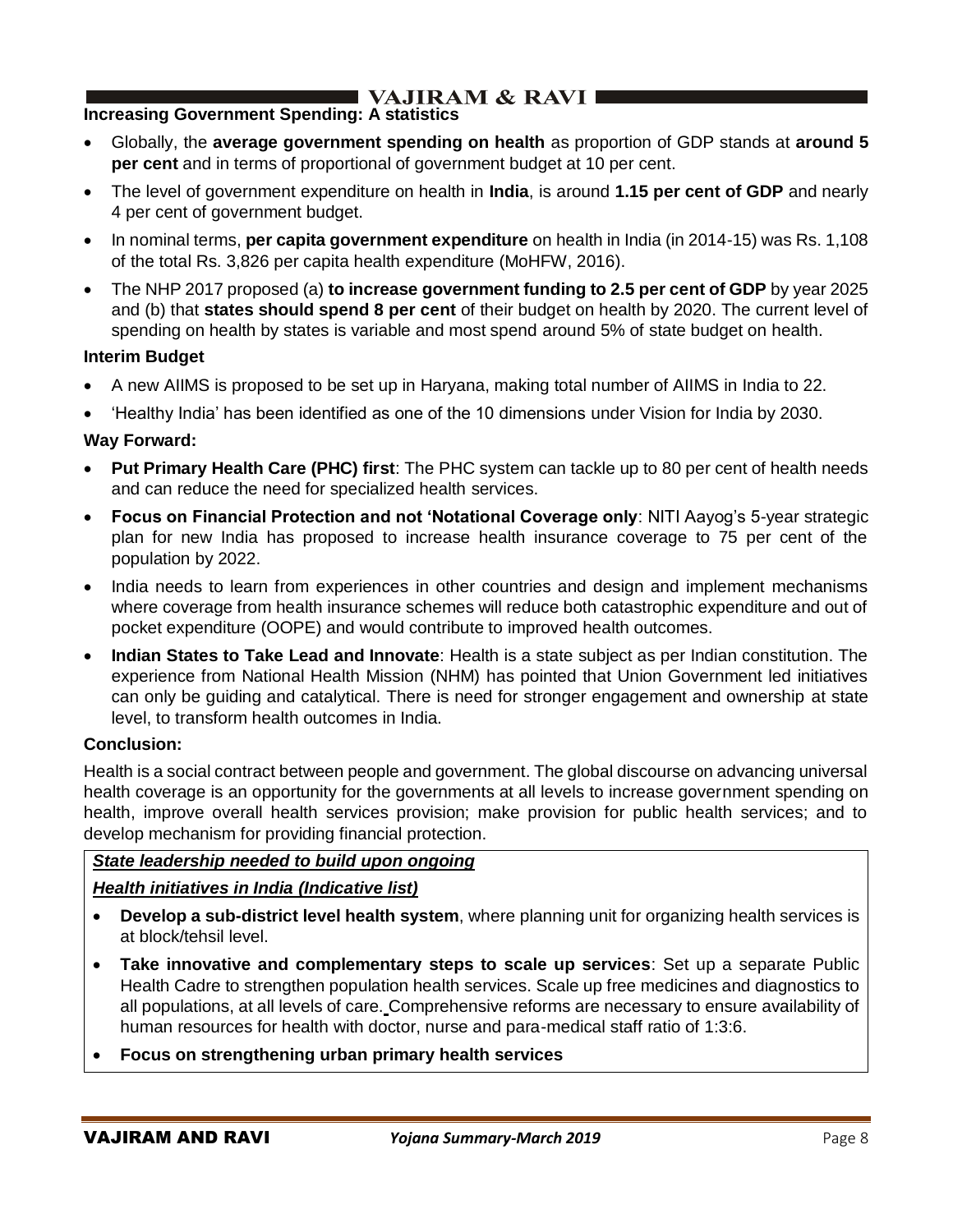**Increasing Government Spending: A statistics**

- Globally, the **average government spending on health** as proportion of GDP stands at **around 5 per cent** and in terms of proportional of government budget at 10 per cent.
- The level of government expenditure on health in **India**, is around **1.15 per cent of GDP** and nearly 4 per cent of government budget.
- In nominal terms, **per capita government expenditure** on health in India (in 2014-15) was Rs. 1,108 of the total Rs. 3,826 per capita health expenditure (MoHFW, 2016).
- The NHP 2017 proposed (a) **to increase government funding to 2.5 per cent of GDP** by year 2025 and (b) that **states should spend 8 per cent** of their budget on health by 2020. The current level of spending on health by states is variable and most spend around 5% of state budget on health.

**Interim Budget**

- A new AIIMS is proposed to be set up in Haryana, making total number of AIIMS in India to 22.
- 'Healthy India' has been identified as one of the 10 dimensions under Vision for India by 2030.

**Way Forward:**

- **Put Primary Health Care (PHC) first**: The PHC system can tackle up to 80 per cent of health needs and can reduce the need for specialized health services.
- **Focus on Financial Protection and not 'Notational Coverage only**: NITI Aayog's 5-year strategic plan for new India has proposed to increase health insurance coverage to 75 per cent of the population by 2022.
- India needs to learn from experiences in other countries and design and implement mechanisms where coverage from health insurance schemes will reduce both catastrophic expenditure and out of pocket expenditure (OOPE) and would contribute to improved health outcomes.
- **Indian States to Take Lead and Innovate**: Health is a state subject as per Indian constitution. The experience from National Health Mission (NHM) has pointed that Union Government led initiatives can only be guiding and catalytical. There is need for stronger engagement and ownership at state level, to transform health outcomes in India.

**Conclusion:**

Health is a social contract between people and government. The global discourse on advancing universal health coverage is an opportunity for the governments at all levels to increase government spending on health, improve overall health services provision; make provision for public health services; and to develop mechanism for providing financial protection.

***State leadership needed to build upon ongoing***

***Health initiatives in India (Indicative list)***

- **Develop a sub-district level health system**, where planning unit for organizing health services is at block/tehsil level.
- **Take innovative and complementary steps to scale up services**: Set up a separate Public Health Cadre to strengthen population health services. Scale up free medicines and diagnostics to all populations, at all levels of care. Comprehensive reforms are necessary to ensure availability of human resources for health with doctor, nurse and para-medical staff ratio of 1:3:6.
- **Focus on strengthening urban primary health services**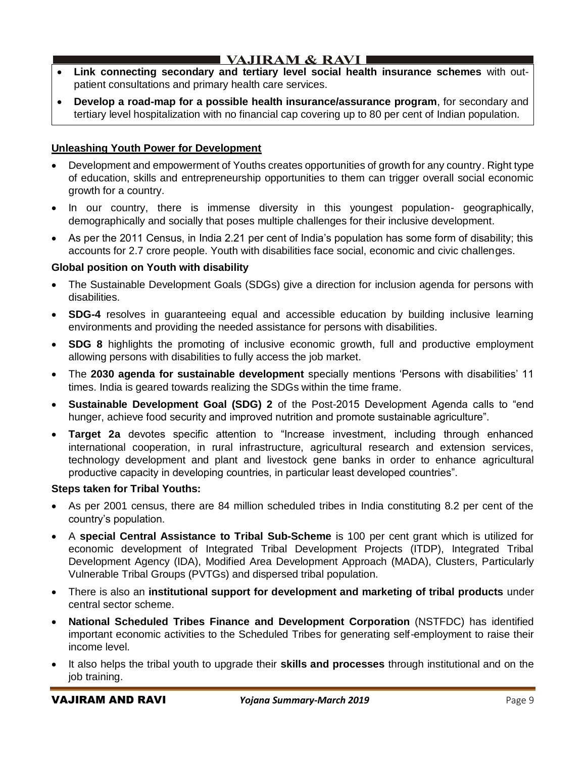- **Link connecting secondary and tertiary level social health insurance schemes** with out-patient consultations and primary health care services.
- **Develop a road-map for a possible health insurance/assurance program**, for secondary and tertiary level hospitalization with no financial cap covering up to 80 per cent of Indian population.

## Unleashing Youth Power for Development

- Development and empowerment of Youths creates opportunities of growth for any country. Right type of education, skills and entrepreneurship opportunities to them can trigger overall social economic growth for a country.
- In our country, there is immense diversity in this youngest population- geographically, demographically and socially that poses multiple challenges for their inclusive development.
- As per the 2011 Census, in India 2.21 per cent of India's population has some form of disability; this accounts for 2.7 crore people. Youth with disabilities face social, economic and civic challenges.

### Global position on Youth with disability

- The Sustainable Development Goals (SDGs) give a direction for inclusion agenda for persons with disabilities.
- **SDG-4** resolves in guaranteeing equal and accessible education by building inclusive learning environments and providing the needed assistance for persons with disabilities.
- **SDG 8** highlights the promoting of inclusive economic growth, full and productive employment allowing persons with disabilities to fully access the job market.
- The **2030 agenda for sustainable development** specially mentions 'Persons with disabilities' 11 times. India is geared towards realizing the SDGs within the time frame.
- **Sustainable Development Goal (SDG) 2** of the Post-2015 Development Agenda calls to "end hunger, achieve food security and improved nutrition and promote sustainable agriculture".
- **Target 2a** devotes specific attention to "Increase investment, including through enhanced international cooperation, in rural infrastructure, agricultural research and extension services, technology development and plant and livestock gene banks in order to enhance agricultural productive capacity in developing countries, in particular least developed countries".

### Steps taken for Tribal Youths:

- As per 2001 census, there are 84 million scheduled tribes in India constituting 8.2 per cent of the country's population.
- A **special Central Assistance to Tribal Sub-Scheme** is 100 per cent grant which is utilized for economic development of Integrated Tribal Development Projects (ITDP), Integrated Tribal Development Agency (IDA), Modified Area Development Approach (MADA), Clusters, Particularly Vulnerable Tribal Groups (PVTGs) and dispersed tribal population.
- There is also an **institutional support for development and marketing of tribal products** under central sector scheme.
- **National Scheduled Tribes Finance and Development Corporation** (NSTFDC) has identified important economic activities to the Scheduled Tribes for generating self-employment to raise their income level.
- It also helps the tribal youth to upgrade their **skills and processes** through institutional and on the job training.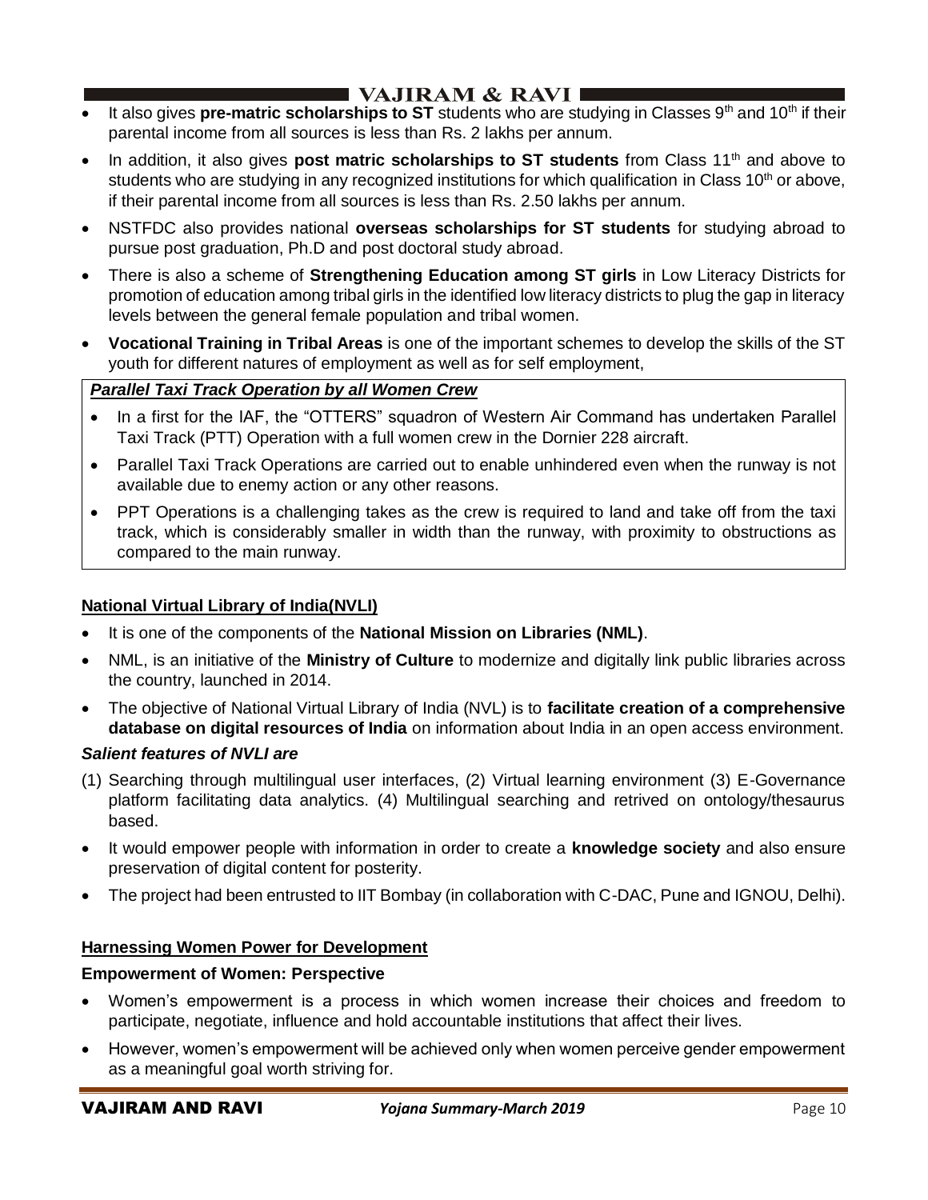- It also gives **pre-matric scholarships to ST** students who are studying in Classes 9th and 10th if their parental income from all sources is less than Rs. 2 lakhs per annum.
- In addition, it also gives **post matric scholarships to ST students** from Class 11th and above to students who are studying in any recognized institutions for which qualification in Class 10th or above, if their parental income from all sources is less than Rs. 2.50 lakhs per annum.
- NSTFDC also provides national **overseas scholarships for ST students** for studying abroad to pursue post graduation, Ph.D and post doctoral study abroad.
- There is also a scheme of **Strengthening Education among ST girls** in Low Literacy Districts for promotion of education among tribal girls in the identified low literacy districts to plug the gap in literacy levels between the general female population and tribal women.
- **Vocational Training in Tribal Areas** is one of the important schemes to develop the skills of the ST youth for different natures of employment as well as for self employment,

***<u>Parallel Taxi Track Operation by all Women Crew</u>***

- In a first for the IAF, the "OTTERS" squadron of Western Air Command has undertaken Parallel Taxi Track (PTT) Operation with a full women crew in the Dornier 228 aircraft.
- Parallel Taxi Track Operations are carried out to enable unhindered even when the runway is not available due to enemy action or any other reasons.
- PPT Operations is a challenging takes as the crew is required to land and take off from the taxi track, which is considerably smaller in width than the runway, with proximity to obstructions as compared to the main runway.

## National Virtual Library of India(NVLI)

- It is one of the components of the **National Mission on Libraries (NML)**.
- NML, is an initiative of the **Ministry of Culture** to modernize and digitally link public libraries across the country, launched in 2014.
- The objective of National Virtual Library of India (NVL) is to **facilitate creation of a comprehensive database on digital resources of India** on information about India in an open access environment.

***Salient features of NVLI are***

(1) Searching through multilingual user interfaces, (2) Virtual learning environment (3) E-Governance platform facilitating data analytics. (4) Multilingual searching and retrived on ontology/thesaurus based.

- It would empower people with information in order to create a **knowledge society** and also ensure preservation of digital content for posterity.
- The project had been entrusted to IIT Bombay (in collaboration with C-DAC, Pune and IGNOU, Delhi).

## Harnessing Women Power for Development

**Empowerment of Women: Perspective**

- Women's empowerment is a process in which women increase their choices and freedom to participate, negotiate, influence and hold accountable institutions that affect their lives.
- However, women's empowerment will be achieved only when women perceive gender empowerment as a meaningful goal worth striving for.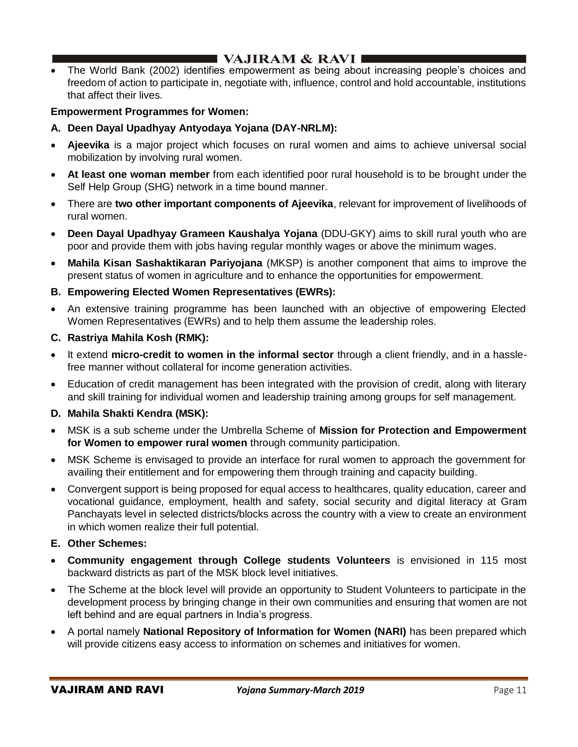- The World Bank (2002) identifies empowerment as being about increasing people's choices and freedom of action to participate in, negotiate with, influence, control and hold accountable, institutions that affect their lives.

**Empowerment Programmes for Women:**

**A. Deen Dayal Upadhyay Antyodaya Yojana (DAY-NRLM):**

- **Ajeevika** is a major project which focuses on rural women and aims to achieve universal social mobilization by involving rural women.
- **At least one woman member** from each identified poor rural household is to be brought under the Self Help Group (SHG) network in a time bound manner.
- There are **two other important components of Ajeevika**, relevant for improvement of livelihoods of rural women.
- **Deen Dayal Upadhyay Grameen Kaushalya Yojana** (DDU-GKY) aims to skill rural youth who are poor and provide them with jobs having regular monthly wages or above the minimum wages.
- **Mahila Kisan Sashaktikaran Pariyojana** (MKSP) is another component that aims to improve the present status of women in agriculture and to enhance the opportunities for empowerment.

**B. Empowering Elected Women Representatives (EWRs):**

- An extensive training programme has been launched with an objective of empowering Elected Women Representatives (EWRs) and to help them assume the leadership roles.

**C. Rastriya Mahila Kosh (RMK):**

- It extend **micro-credit to women in the informal sector** through a client friendly, and in a hassle-free manner without collateral for income generation activities.
- Education of credit management has been integrated with the provision of credit, along with literary and skill training for individual women and leadership training among groups for self management.

**D. Mahila Shakti Kendra (MSK):**

- MSK is a sub scheme under the Umbrella Scheme of **Mission for Protection and Empowerment for Women to empower rural women** through community participation.
- MSK Scheme is envisaged to provide an interface for rural women to approach the government for availing their entitlement and for empowering them through training and capacity building.
- Convergent support is being proposed for equal access to healthcares, quality education, career and vocational guidance, employment, health and safety, social security and digital literacy at Gram Panchayats level in selected districts/blocks across the country with a view to create an environment in which women realize their full potential.

**E. Other Schemes:**

- **Community engagement through College students Volunteers** is envisioned in 115 most backward districts as part of the MSK block level initiatives.
- The Scheme at the block level will provide an opportunity to Student Volunteers to participate in the development process by bringing change in their own communities and ensuring that women are not left behind and are equal partners in India's progress.
- A portal namely **National Repository of Information for Women (NARI)** has been prepared which will provide citizens easy access to information on schemes and initiatives for women.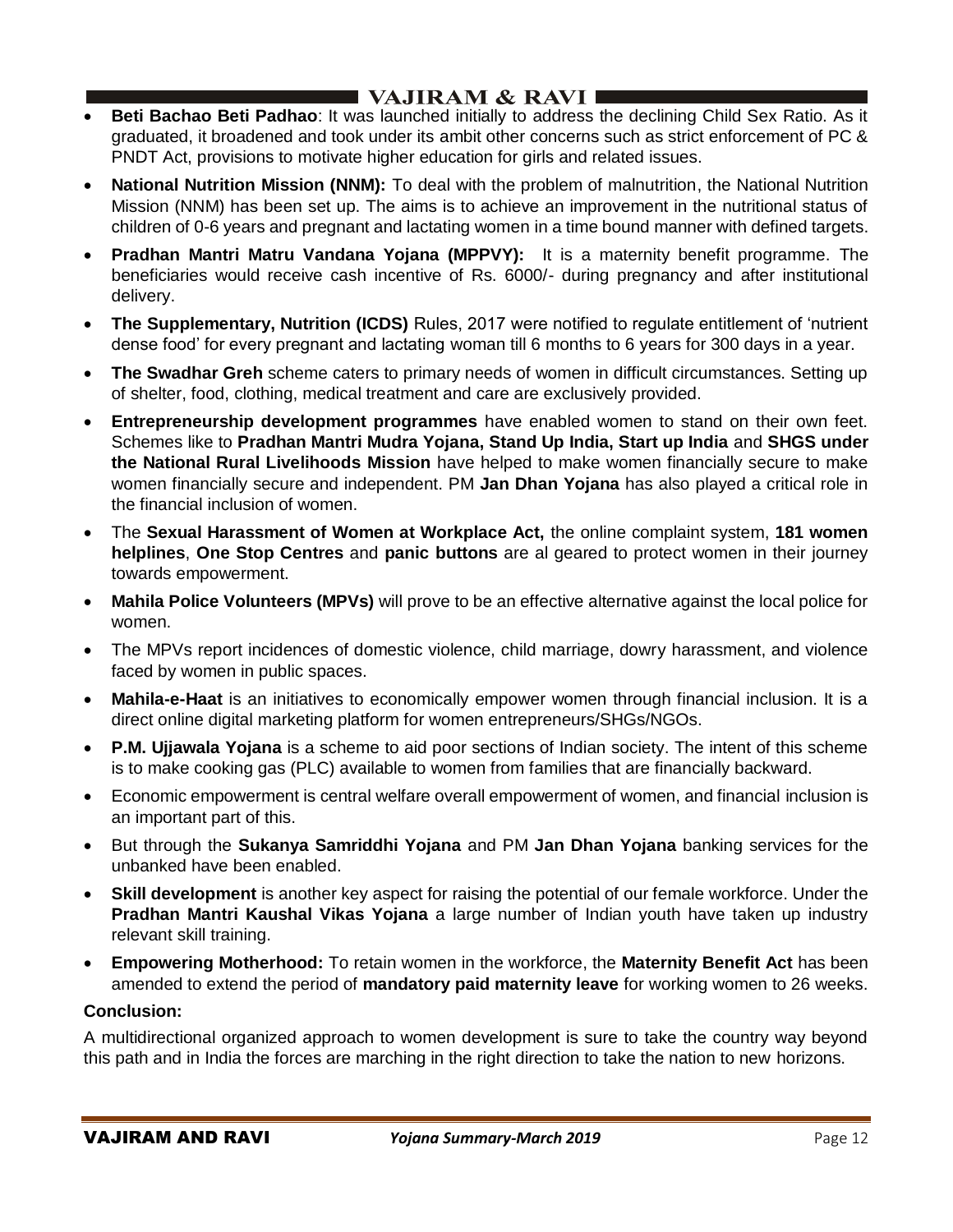- **Beti Bachao Beti Padhao**: It was launched initially to address the declining Child Sex Ratio. As it graduated, it broadened and took under its ambit other concerns such as strict enforcement of PC & PNDT Act, provisions to motivate higher education for girls and related issues.
- **National Nutrition Mission (NNM):** To deal with the problem of malnutrition, the National Nutrition Mission (NNM) has been set up. The aims is to achieve an improvement in the nutritional status of children of 0-6 years and pregnant and lactating women in a time bound manner with defined targets.
- **Pradhan Mantri Matru Vandana Yojana (MPPVY):** It is a maternity benefit programme. The beneficiaries would receive cash incentive of Rs. 6000/- during pregnancy and after institutional delivery.
- **The Supplementary, Nutrition (ICDS)** Rules, 2017 were notified to regulate entitlement of 'nutrient dense food' for every pregnant and lactating woman till 6 months to 6 years for 300 days in a year.
- **The Swadhar Greh** scheme caters to primary needs of women in difficult circumstances. Setting up of shelter, food, clothing, medical treatment and care are exclusively provided.
- **Entrepreneurship development programmes** have enabled women to stand on their own feet. Schemes like to **Pradhan Mantri Mudra Yojana, Stand Up India, Start up India** and **SHGS under the National Rural Livelihoods Mission** have helped to make women financially secure to make women financially secure and independent. PM **Jan Dhan Yojana** has also played a critical role in the financial inclusion of women.
- The **Sexual Harassment of Women at Workplace Act,** the online complaint system, **181 women helplines**, **One Stop Centres** and **panic buttons** are al geared to protect women in their journey towards empowerment.
- **Mahila Police Volunteers (MPVs)** will prove to be an effective alternative against the local police for women.
- The MPVs report incidences of domestic violence, child marriage, dowry harassment, and violence faced by women in public spaces.
- **Mahila-e-Haat** is an initiatives to economically empower women through financial inclusion. It is a direct online digital marketing platform for women entrepreneurs/SHGs/NGOs.
- **P.M. Ujjawala Yojana** is a scheme to aid poor sections of Indian society. The intent of this scheme is to make cooking gas (PLC) available to women from families that are financially backward.
- Economic empowerment is central welfare overall empowerment of women, and financial inclusion is an important part of this.
- But through the **Sukanya Samriddhi Yojana** and PM **Jan Dhan Yojana** banking services for the unbanked have been enabled.
- **Skill development** is another key aspect for raising the potential of our female workforce. Under the **Pradhan Mantri Kaushal Vikas Yojana** a large number of Indian youth have taken up industry relevant skill training.
- **Empowering Motherhood:** To retain women in the workforce, the **Maternity Benefit Act** has been amended to extend the period of **mandatory paid maternity leave** for working women to 26 weeks.

**Conclusion:**

A multidirectional organized approach to women development is sure to take the country way beyond this path and in India the forces are marching in the right direction to take the nation to new horizons.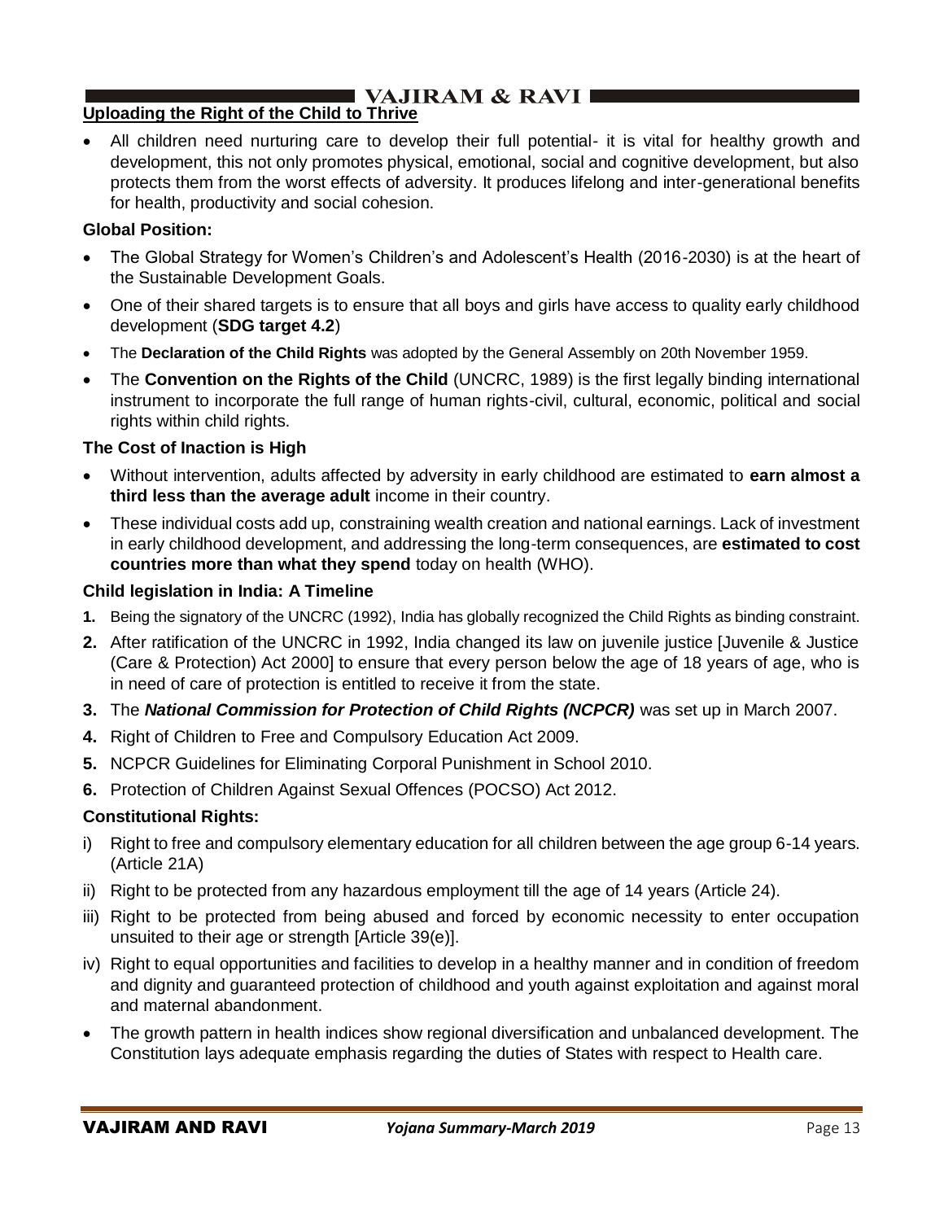## Uploading the Right of the Child to Thrive

- All children need nurturing care to develop their full potential- it is vital for healthy growth and development, this not only promotes physical, emotional, social and cognitive development, but also protects them from the worst effects of adversity. It produces lifelong and inter-generational benefits for health, productivity and social cohesion.

### Global Position:

- The Global Strategy for Women's Children's and Adolescent's Health (2016-2030) is at the heart of the Sustainable Development Goals.
- One of their shared targets is to ensure that all boys and girls have access to quality early childhood development (**SDG target 4.2**)
- The **Declaration of the Child Rights** was adopted by the General Assembly on 20th November 1959.
- The **Convention on the Rights of the Child** (UNCRC, 1989) is the first legally binding international instrument to incorporate the full range of human rights-civil, cultural, economic, political and social rights within child rights.

### The Cost of Inaction is High

- Without intervention, adults affected by adversity in early childhood are estimated to **earn almost a third less than the average adult** income in their country.
- These individual costs add up, constraining wealth creation and national earnings. Lack of investment in early childhood development, and addressing the long-term consequences, are **estimated to cost countries more than what they spend** today on health (WHO).

### Child legislation in India: A Timeline

1. Being the signatory of the UNCRC (1992), India has globally recognized the Child Rights as binding constraint.
2. After ratification of the UNCRC in 1992, India changed its law on juvenile justice [Juvenile & Justice (Care & Protection) Act 2000] to ensure that every person below the age of 18 years of age, who is in need of care of protection is entitled to receive it from the state.
3. The ***National Commission for Protection of Child Rights (NCPCR)*** was set up in March 2007.
4. Right of Children to Free and Compulsory Education Act 2009.
5. NCPCR Guidelines for Eliminating Corporal Punishment in School 2010.
6. Protection of Children Against Sexual Offences (POCSO) Act 2012.

### Constitutional Rights:

i) Right to free and compulsory elementary education for all children between the age group 6-14 years. (Article 21A)

ii) Right to be protected from any hazardous employment till the age of 14 years (Article 24).

iii) Right to be protected from being abused and forced by economic necessity to enter occupation unsuited to their age or strength [Article 39(e)].

iv) Right to equal opportunities and facilities to develop in a healthy manner and in condition of freedom and dignity and guaranteed protection of childhood and youth against exploitation and against moral and maternal abandonment.

- The growth pattern in health indices show regional diversification and unbalanced development. The Constitution lays adequate emphasis regarding the duties of States with respect to Health care.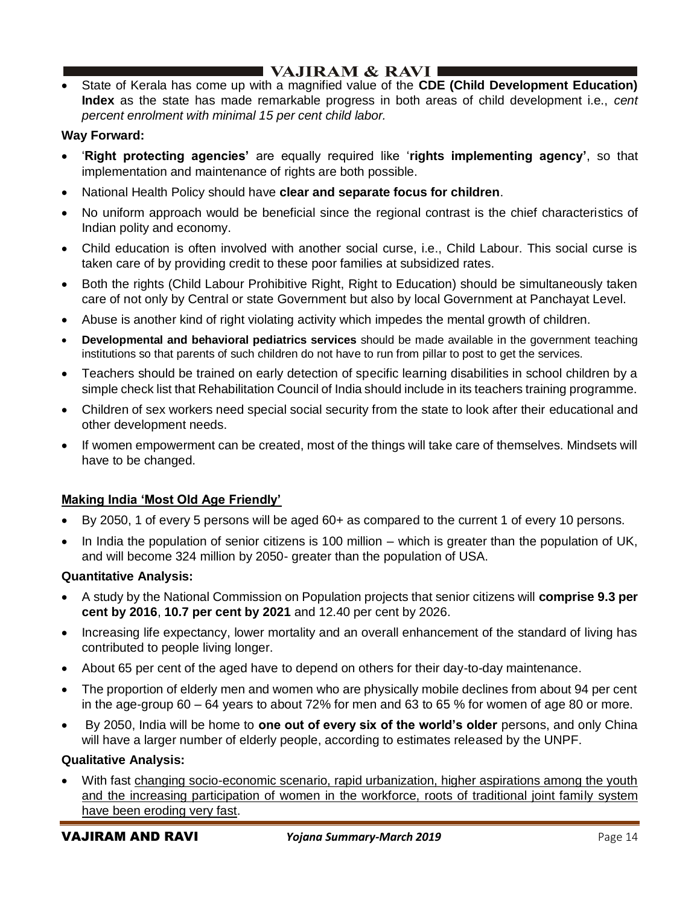- State of Kerala has come up with a magnified value of the **CDE (Child Development Education) Index** as the state has made remarkable progress in both areas of child development i.e., *cent percent enrolment with minimal 15 per cent child labor.*

**Way Forward:**

- '**Right protecting agencies'** are equally required like '**rights implementing agency'**, so that implementation and maintenance of rights are both possible.
- National Health Policy should have **clear and separate focus for children**.
- No uniform approach would be beneficial since the regional contrast is the chief characteristics of Indian polity and economy.
- Child education is often involved with another social curse, i.e., Child Labour. This social curse is taken care of by providing credit to these poor families at subsidized rates.
- Both the rights (Child Labour Prohibitive Right, Right to Education) should be simultaneously taken care of not only by Central or state Government but also by local Government at Panchayat Level.
- Abuse is another kind of right violating activity which impedes the mental growth of children.
- **Developmental and behavioral pediatrics services** should be made available in the government teaching institutions so that parents of such children do not have to run from pillar to post to get the services.
- Teachers should be trained on early detection of specific learning disabilities in school children by a simple check list that Rehabilitation Council of India should include in its teachers training programme.
- Children of sex workers need special social security from the state to look after their educational and other development needs.
- If women empowerment can be created, most of the things will take care of themselves. Mindsets will have to be changed.

**Making India 'Most Old Age Friendly'**

- By 2050, 1 of every 5 persons will be aged 60+ as compared to the current 1 of every 10 persons.
- In India the population of senior citizens is 100 million – which is greater than the population of UK, and will become 324 million by 2050- greater than the population of USA.

**Quantitative Analysis:**

- A study by the National Commission on Population projects that senior citizens will **comprise 9.3 per cent by 2016**, **10.7 per cent by 2021** and 12.40 per cent by 2026.
- Increasing life expectancy, lower mortality and an overall enhancement of the standard of living has contributed to people living longer.
- About 65 per cent of the aged have to depend on others for their day-to-day maintenance.
- The proportion of elderly men and women who are physically mobile declines from about 94 per cent in the age-group 60 – 64 years to about 72% for men and 63 to 65 % for women of age 80 or more.
- By 2050, India will be home to **one out of every six of the world's older** persons, and only China will have a larger number of elderly people, according to estimates released by the UNPF.

**Qualitative Analysis:**

- With fast changing socio-economic scenario, rapid urbanization, higher aspirations among the youth and the increasing participation of women in the workforce, roots of traditional joint family system have been eroding very fast.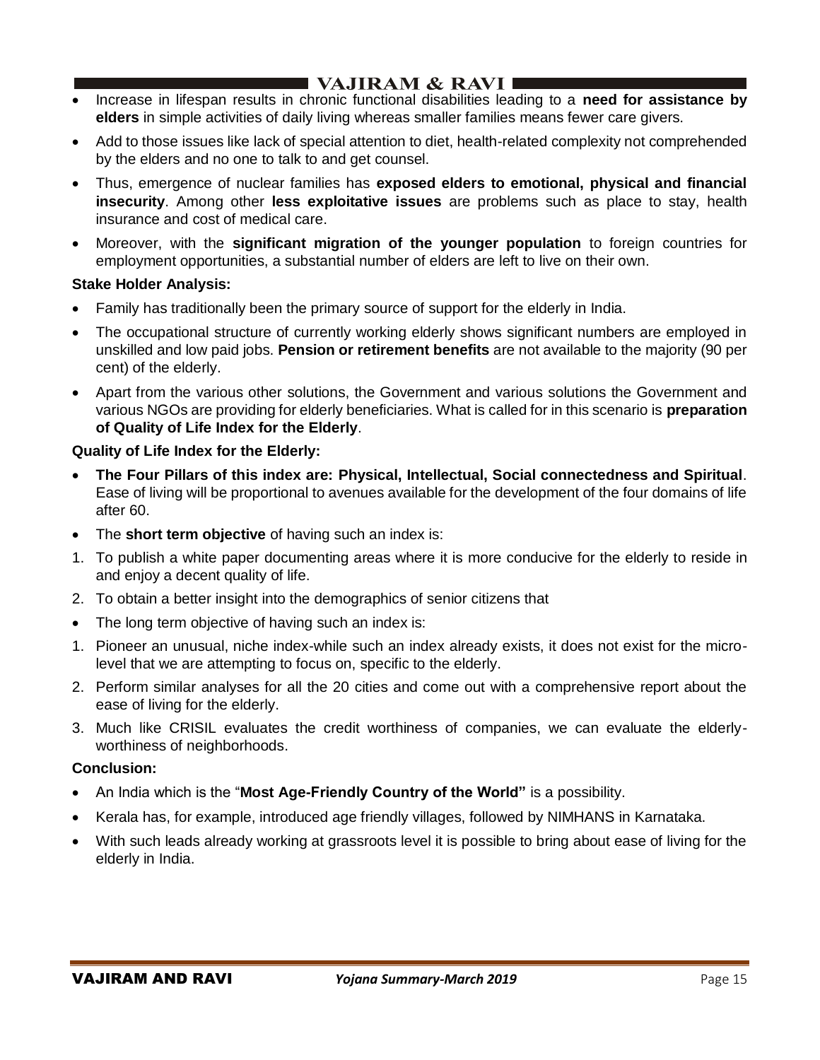- Increase in lifespan results in chronic functional disabilities leading to a **need for assistance by elders** in simple activities of daily living whereas smaller families means fewer care givers.
- Add to those issues like lack of special attention to diet, health-related complexity not comprehended by the elders and no one to talk to and get counsel.
- Thus, emergence of nuclear families has **exposed elders to emotional, physical and financial insecurity**. Among other **less exploitative issues** are problems such as place to stay, health insurance and cost of medical care.
- Moreover, with the **significant migration of the younger population** to foreign countries for employment opportunities, a substantial number of elders are left to live on their own.

**Stake Holder Analysis:**

- Family has traditionally been the primary source of support for the elderly in India.
- The occupational structure of currently working elderly shows significant numbers are employed in unskilled and low paid jobs. **Pension or retirement benefits** are not available to the majority (90 per cent) of the elderly.
- Apart from the various other solutions, the Government and various solutions the Government and various NGOs are providing for elderly beneficiaries. What is called for in this scenario is **preparation of Quality of Life Index for the Elderly**.

**Quality of Life Index for the Elderly:**

- **The Four Pillars of this index are: Physical, Intellectual, Social connectedness and Spiritual**. Ease of living will be proportional to avenues available for the development of the four domains of life after 60.
- The **short term objective** of having such an index is:

1. To publish a white paper documenting areas where it is more conducive for the elderly to reside in and enjoy a decent quality of life.
2. To obtain a better insight into the demographics of senior citizens that

- The long term objective of having such an index is:

1. Pioneer an unusual, niche index-while such an index already exists, it does not exist for the micro-level that we are attempting to focus on, specific to the elderly.
2. Perform similar analyses for all the 20 cities and come out with a comprehensive report about the ease of living for the elderly.
3. Much like CRISIL evaluates the credit worthiness of companies, we can evaluate the elderly-worthiness of neighborhoods.

**Conclusion:**

- An India which is the "**Most Age-Friendly Country of the World"** is a possibility.
- Kerala has, for example, introduced age friendly villages, followed by NIMHANS in Karnataka.
- With such leads already working at grassroots level it is possible to bring about ease of living for the elderly in India.